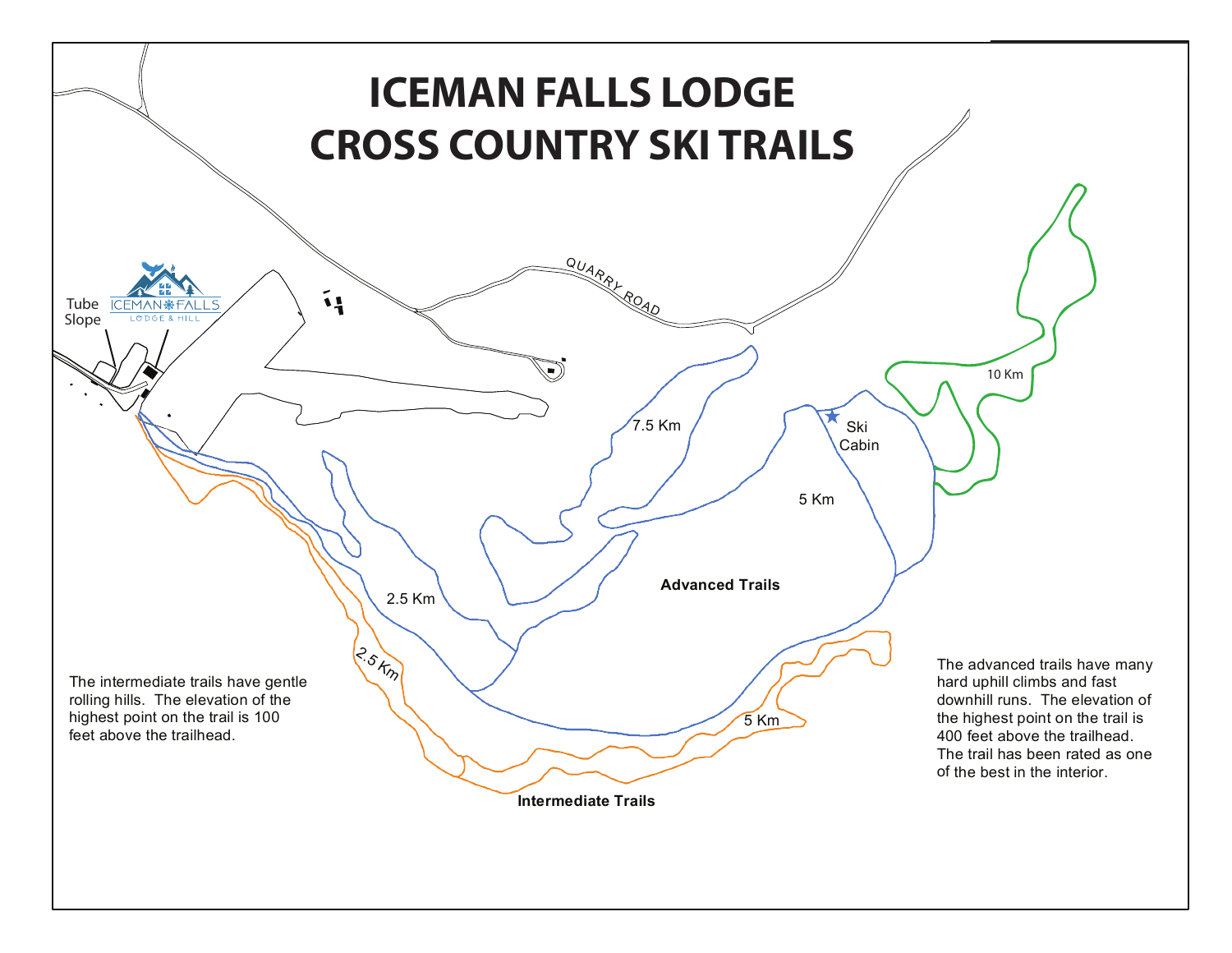# ICEMAN FALLS LODGE
# CROSS COUNTRY SKI TRAILS

QUARRY ROAD

Tube Slope

ICEMAN FALLS LODGE & HILL

7.5 Km

Ski Cabin

10 Km

5 Km

2.5 Km

**Advanced Trails**

2.5 Km

5 Km

**Intermediate Trails**

The intermediate trails have gentle rolling hills. The elevation of the highest point on the trail is 100 feet above the trailhead.

The advanced trails have many hard uphill climbs and fast downhill runs. The elevation of the highest point on the trail is 400 feet above the trailhead. The trail has been rated as one of the best in the interior.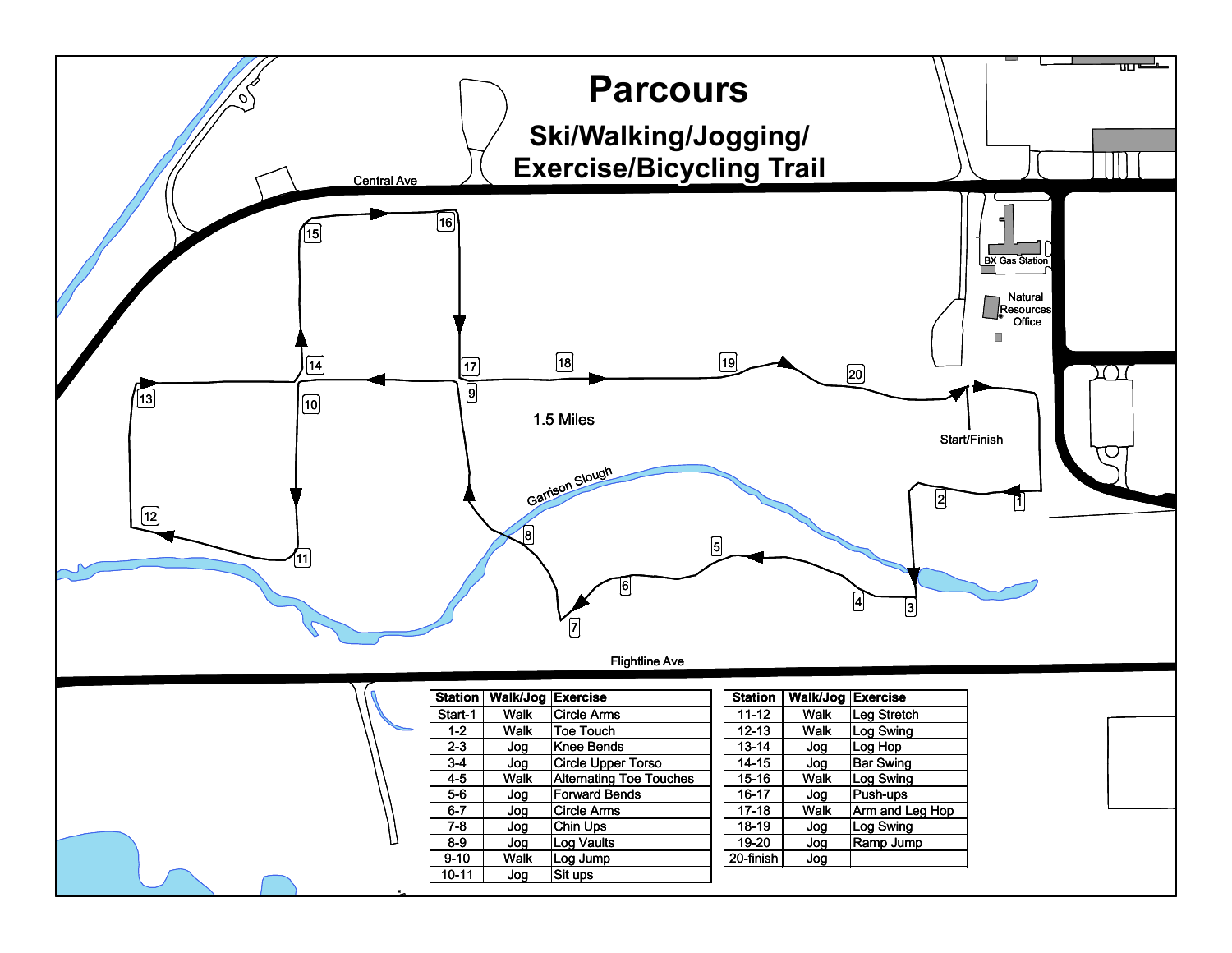# Parcours

## Ski/Walking/Jogging/ Exercise/Bicycling Trail

Central Ave

BX Gas Station

Natural Resources Office

1.5 Miles

Start/Finish

Garrison Slough

Flightline Ave

15
16
14
17
18
19
20
13
10
9
12
11
8
7
6
5
4
3
2
1

| Station | Walk/Jog | Exercise |
|---|---|---|
| Start-1 | Walk | Circle Arms |
| 1-2 | Walk | Toe Touch |
| 2-3 | Jog | Knee Bends |
| 3-4 | Jog | Circle Upper Torso |
| 4-5 | Walk | Alternating Toe Touches |
| 5-6 | Jog | Forward Bends |
| 6-7 | Jog | Circle Arms |
| 7-8 | Jog | Chin Ups |
| 8-9 | Jog | Log Vaults |
| 9-10 | Walk | Log Jump |
| 10-11 | Jog | Sit ups |

| Station | Walk/Jog | Exercise |
|---|---|---|
| 11-12 | Walk | Leg Stretch |
| 12-13 | Walk | Log Swing |
| 13-14 | Jog | Log Hop |
| 14-15 | Jog | Bar Swing |
| 15-16 | Walk | Log Swing |
| 16-17 | Jog | Push-ups |
| 17-18 | Walk | Arm and Leg Hop |
| 18-19 | Jog | Log Swing |
| 19-20 | Jog | Ramp Jump |
| 20-finish | Jog | |